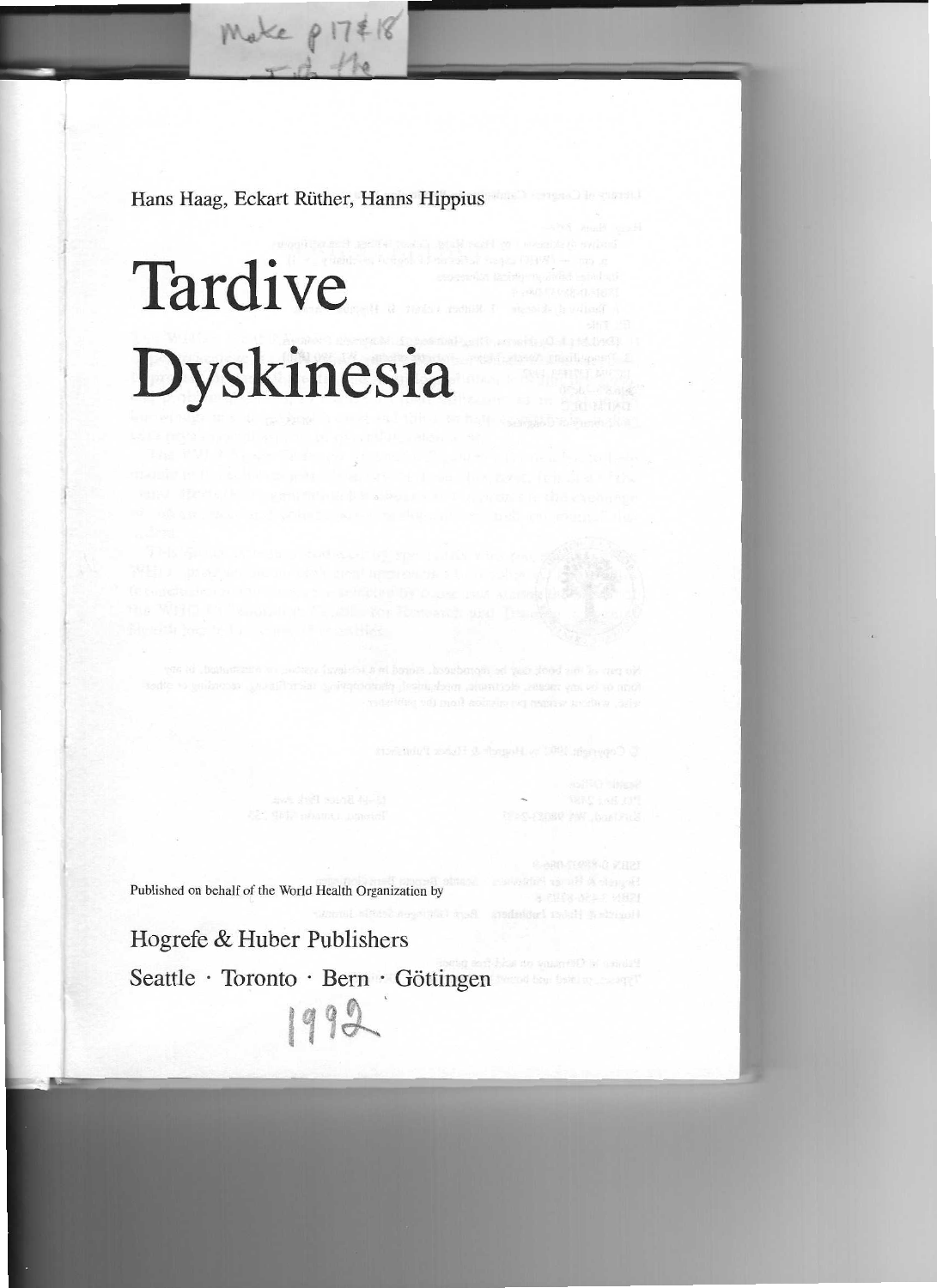Hans Haag, Eckart Rüther, Hanns Hippius

# Tardive Dyskinesia

Published on behalf of the World Health Organization by

Hogrefe & Huber Publishers

Seattle · Toronto · Bern · Göttingen

1992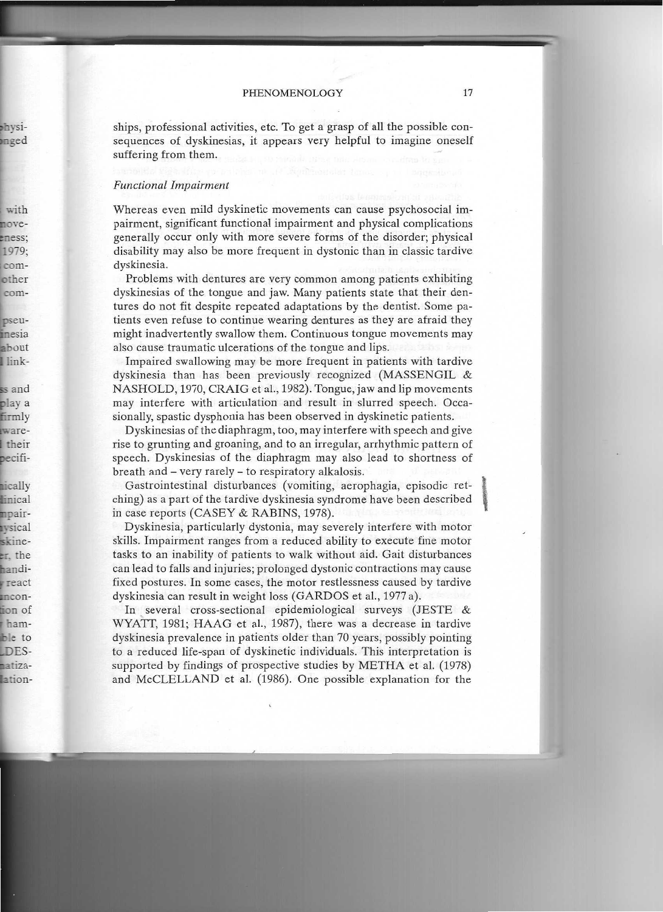ships, professional activities, etc. To get a grasp of all the possible consequences of dyskinesias, it appears very helpful to imagine oneself suffering from them.

*Functional Impairment*

Whereas even mild dyskinetic movements can cause psychosocial impairment, significant functional impairment and physical complications generally occur only with more severe forms of the disorder; physical disability may also be more frequent in dystonic than in classic tardive dyskinesia.

Problems with dentures are very common among patients exhibiting dyskinesias of the tongue and jaw. Many patients state that their dentures do not fit despite repeated adaptations by the dentist. Some patients even refuse to continue wearing dentures as they are afraid they might inadvertently swallow them. Continuous tongue movements may also cause traumatic ulcerations of the tongue and lips.

Impaired swallowing may be more frequent in patients with tardive dyskinesia than has been previously recognized (MASSENGIL & NASHOLD, 1970, CRAIG et al., 1982). Tongue, jaw and lip movements may interfere with articulation and result in slurred speech. Occasionally, spastic dysphonia has been observed in dyskinetic patients.

Dyskinesias of the diaphragm, too, may interfere with speech and give rise to grunting and groaning, and to an irregular, arrhythmic pattern of speech. Dyskinesias of the diaphragm may also lead to shortness of breath and – very rarely – to respiratory alkalosis.

Gastrointestinal disturbances (vomiting, aerophagia, episodic retching) as a part of the tardive dyskinesia syndrome have been described in case reports (CASEY & RABINS, 1978).

Dyskinesia, particularly dystonia, may severely interfere with motor skills. Impairment ranges from a reduced ability to execute fine motor tasks to an inability of patients to walk without aid. Gait disturbances can lead to falls and injuries; prolonged dystonic contractions may cause fixed postures. In some cases, the motor restlessness caused by tardive dyskinesia can result in weight loss (GARDOS et al., 1977 a).

In several cross-sectional epidemiological surveys (JESTE & WYATT, 1981; HAAG et al., 1987), there was a decrease in tardive dyskinesia prevalence in patients older than 70 years, possibly pointing to a reduced life-span of dyskinetic individuals. This interpretation is supported by findings of prospective studies by METHA et al. (1978) and McCLELLAND et al. (1986). One possible explanation for the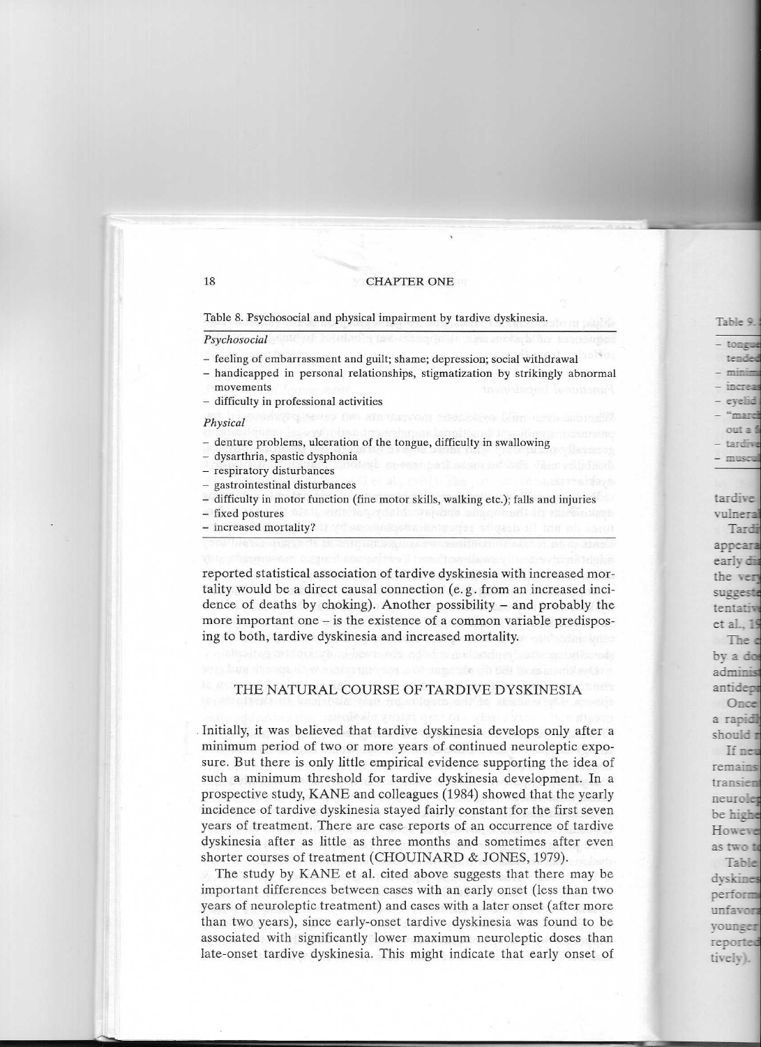Table 8. Psychosocial and physical impairment by tardive dyskinesia.

*Psychosocial*

- feeling of embarrassment and guilt; shame; depression; social withdrawal
- handicapped in personal relationships, stigmatization by strikingly abnormal movements
- difficulty in professional activities

*Physical*

- denture problems, ulceration of the tongue, difficulty in swallowing
- dysarthria, spastic dysphonia
- respiratory disturbances
- gastrointestinal disturbances
- difficulty in motor function (fine motor skills, walking etc.); falls and injuries
- fixed postures
- increased mortality?

reported statistical association of tardive dyskinesia with increased mortality would be a direct causal connection (e.g. from an increased incidence of deaths by choking). Another possibility – and probably the more important one – is the existence of a common variable predisposing to both, tardive dyskinesia and increased mortality.

## THE NATURAL COURSE OF TARDIVE DYSKINESIA

Initially, it was believed that tardive dyskinesia develops only after a minimum period of two or more years of continued neuroleptic exposure. But there is only little empirical evidence supporting the idea of such a minimum threshold for tardive dyskinesia development. In a prospective study, KANE and colleagues (1984) showed that the yearly incidence of tardive dyskinesia stayed fairly constant for the first seven years of treatment. There are case reports of an occurrence of tardive dyskinesia after as little as three months and sometimes after even shorter courses of treatment (CHOUINARD & JONES, 1979).

The study by KANE et al. cited above suggests that there may be important differences between cases with an early onset (less than two years of neuroleptic treatment) and cases with a later onset (after more than two years), since early-onset tardive dyskinesia was found to be associated with significantly lower maximum neuroleptic doses than late-onset tardive dyskinesia. This might indicate that early onset of